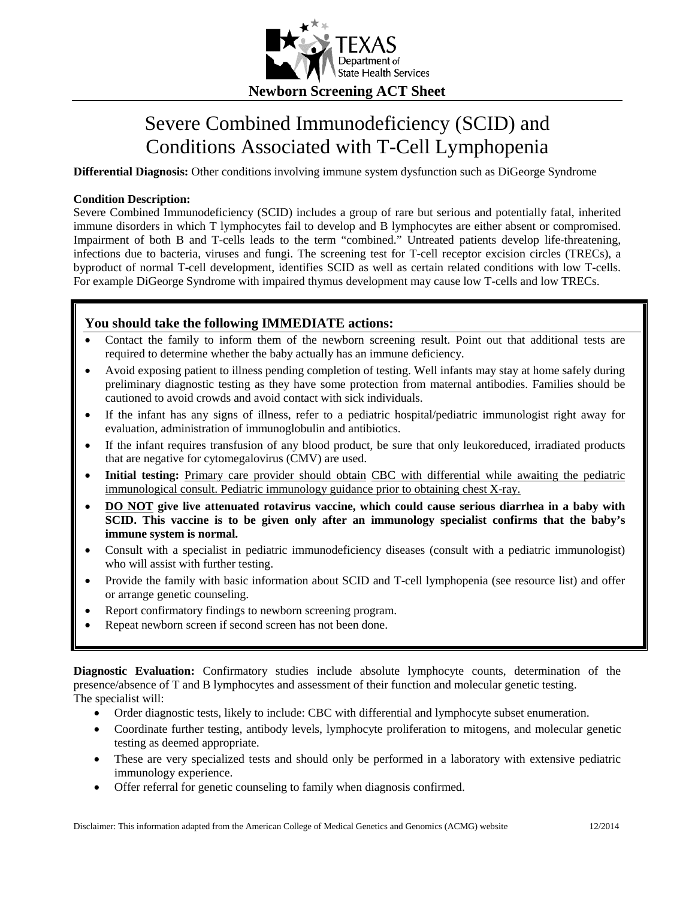**Newborn Screening ACT Sheet**

# Severe Combined Immunodeficiency (SCID) and Conditions Associated with T-Cell Lymphopenia

**Differential Diagnosis:** Other conditions involving immune system dysfunction such as DiGeorge Syndrome

**Condition Description:**
Severe Combined Immunodeficiency (SCID) includes a group of rare but serious and potentially fatal, inherited immune disorders in which T lymphocytes fail to develop and B lymphocytes are either absent or compromised. Impairment of both B and T-cells leads to the term "combined." Untreated patients develop life-threatening, infections due to bacteria, viruses and fungi. The screening test for T-cell receptor excision circles (TRECs), a byproduct of normal T-cell development, identifies SCID as well as certain related conditions with low T-cells. For example DiGeorge Syndrome with impaired thymus development may cause low T-cells and low TRECs.

## You should take the following IMMEDIATE actions:

- Contact the family to inform them of the newborn screening result. Point out that additional tests are required to determine whether the baby actually has an immune deficiency.
- Avoid exposing patient to illness pending completion of testing. Well infants may stay at home safely during preliminary diagnostic testing as they have some protection from maternal antibodies. Families should be cautioned to avoid crowds and avoid contact with sick individuals.
- If the infant has any signs of illness, refer to a pediatric hospital/pediatric immunologist right away for evaluation, administration of immunoglobulin and antibiotics.
- If the infant requires transfusion of any blood product, be sure that only leukoreduced, irradiated products that are negative for cytomegalovirus (CMV) are used.
- **Initial testing:** <u>Primary care provider should obtain CBC with differential while awaiting the pediatric immunological consult. Pediatric immunology guidance prior to obtaining chest X-ray.</u>
- **<u>DO NOT</u> give live attenuated rotavirus vaccine, which could cause serious diarrhea in a baby with SCID. This vaccine is to be given only after an immunology specialist confirms that the baby's immune system is normal.**
- Consult with a specialist in pediatric immunodeficiency diseases (consult with a pediatric immunologist) who will assist with further testing.
- Provide the family with basic information about SCID and T-cell lymphopenia (see resource list) and offer or arrange genetic counseling.
- Report confirmatory findings to newborn screening program.
- Repeat newborn screen if second screen has not been done.

**Diagnostic Evaluation:** Confirmatory studies include absolute lymphocyte counts, determination of the presence/absence of T and B lymphocytes and assessment of their function and molecular genetic testing.
The specialist will:

- Order diagnostic tests, likely to include: CBC with differential and lymphocyte subset enumeration.
- Coordinate further testing, antibody levels, lymphocyte proliferation to mitogens, and molecular genetic testing as deemed appropriate.
- These are very specialized tests and should only be performed in a laboratory with extensive pediatric immunology experience.
- Offer referral for genetic counseling to family when diagnosis confirmed.

Disclaimer: This information adapted from the American College of Medical Genetics and Genomics (ACMG) website 12/2014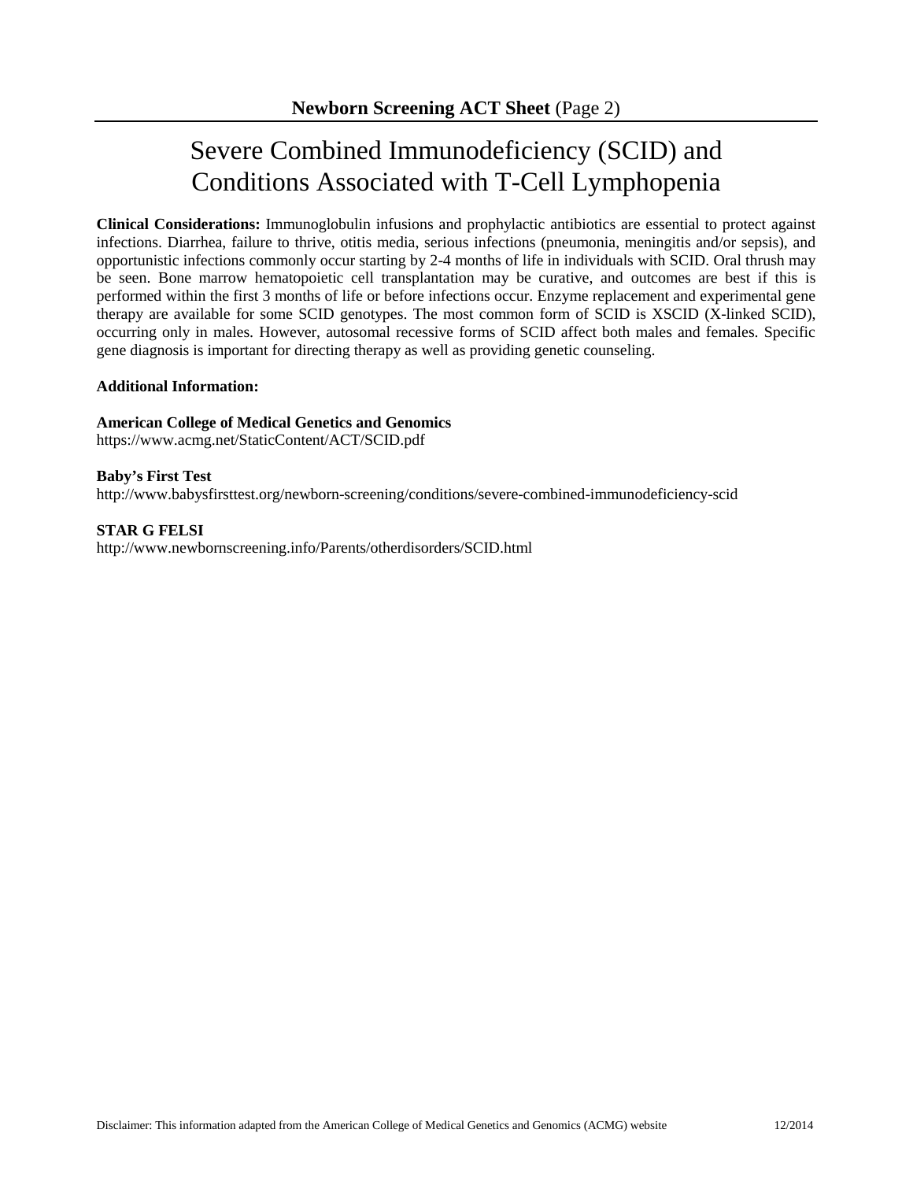# Severe Combined Immunodeficiency (SCID) and Conditions Associated with T-Cell Lymphopenia

**Clinical Considerations:** Immunoglobulin infusions and prophylactic antibiotics are essential to protect against infections. Diarrhea, failure to thrive, otitis media, serious infections (pneumonia, meningitis and/or sepsis), and opportunistic infections commonly occur starting by 2-4 months of life in individuals with SCID. Oral thrush may be seen. Bone marrow hematopoietic cell transplantation may be curative, and outcomes are best if this is performed within the first 3 months of life or before infections occur. Enzyme replacement and experimental gene therapy are available for some SCID genotypes. The most common form of SCID is XSCID (X-linked SCID), occurring only in males. However, autosomal recessive forms of SCID affect both males and females. Specific gene diagnosis is important for directing therapy as well as providing genetic counseling.

**Additional Information:**

**American College of Medical Genetics and Genomics**
https://www.acmg.net/StaticContent/ACT/SCID.pdf

**Baby's First Test**
http://www.babysfirsttest.org/newborn-screening/conditions/severe-combined-immunodeficiency-scid

**STAR G FELSI**
http://www.newbornscreening.info/Parents/otherdisorders/SCID.html

Disclaimer: This information adapted from the American College of Medical Genetics and Genomics (ACMG) website 12/2014